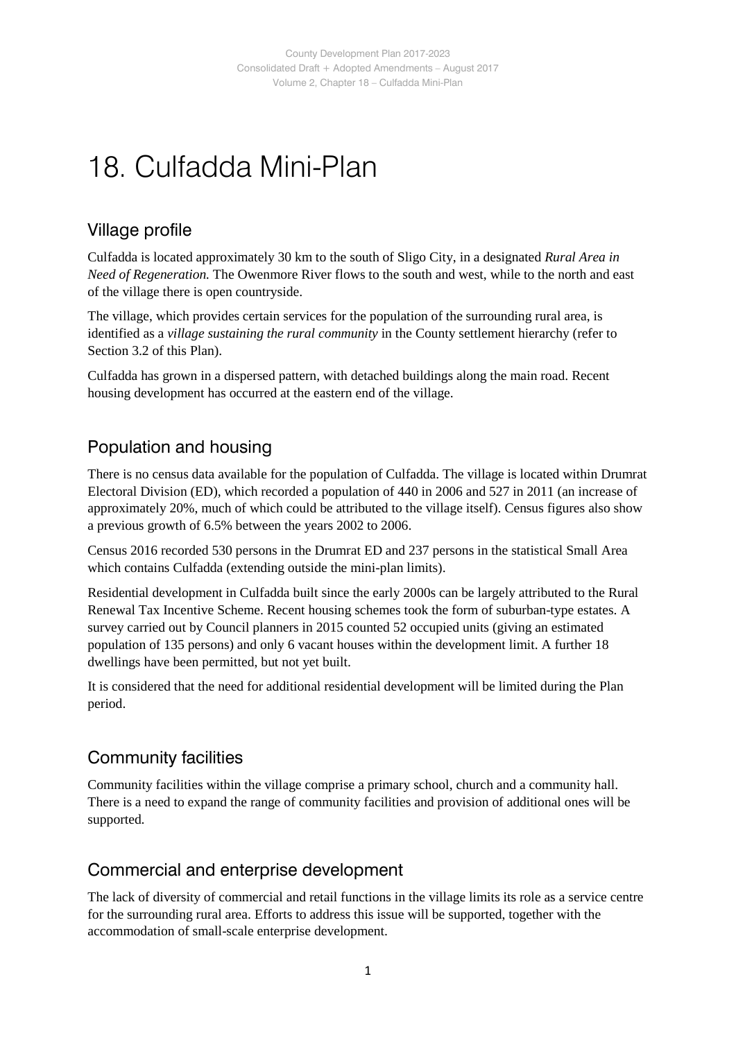# 18. Culfadda Mini-Plan

## Village profile

Culfadda is located approximately 30 km to the south of Sligo City, in a designated *Rural Area in Need of Regeneration.* The Owenmore River flows to the south and west, while to the north and east of the village there is open countryside.

The village, which provides certain services for the population of the surrounding rural area, is identified as a *village sustaining the rural community* in the County settlement hierarchy (refer to Section 3.2 of this Plan).

Culfadda has grown in a dispersed pattern, with detached buildings along the main road. Recent housing development has occurred at the eastern end of the village.

## Population and housing

There is no census data available for the population of Culfadda. The village is located within Drumrat Electoral Division (ED), which recorded a population of 440 in 2006 and 527 in 2011 (an increase of approximately 20%, much of which could be attributed to the village itself). Census figures also show a previous growth of 6.5% between the years 2002 to 2006.

Census 2016 recorded 530 persons in the Drumrat ED and 237 persons in the statistical Small Area which contains Culfadda (extending outside the mini-plan limits).

Residential development in Culfadda built since the early 2000s can be largely attributed to the Rural Renewal Tax Incentive Scheme. Recent housing schemes took the form of suburban-type estates. A survey carried out by Council planners in 2015 counted 52 occupied units (giving an estimated population of 135 persons) and only 6 vacant houses within the development limit. A further 18 dwellings have been permitted, but not yet built.

It is considered that the need for additional residential development will be limited during the Plan period.

## Community facilities

Community facilities within the village comprise a primary school, church and a community hall. There is a need to expand the range of community facilities and provision of additional ones will be supported.

## Commercial and enterprise development

The lack of diversity of commercial and retail functions in the village limits its role as a service centre for the surrounding rural area. Efforts to address this issue will be supported, together with the accommodation of small-scale enterprise development.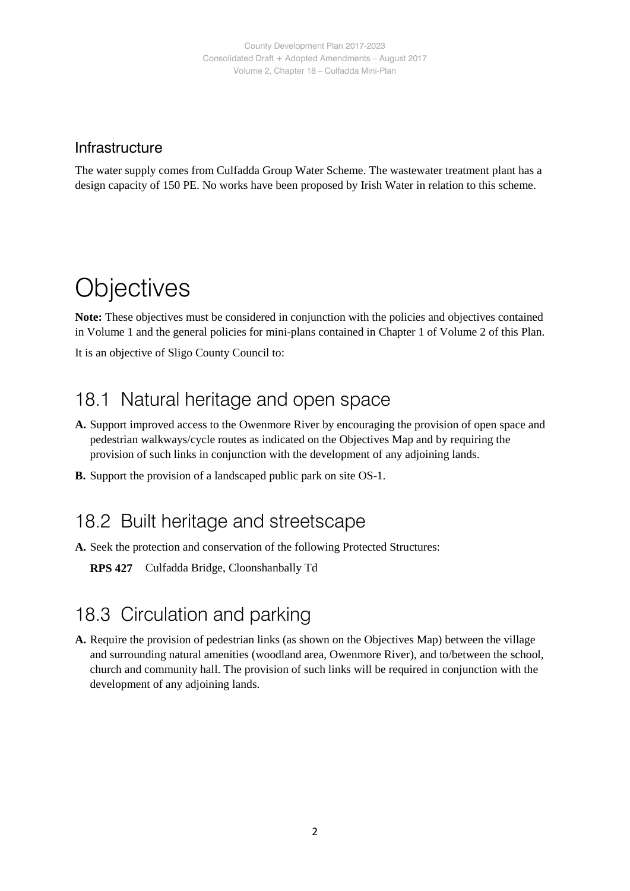### Infrastructure

The water supply comes from Culfadda Group Water Scheme. The wastewater treatment plant has a design capacity of 150 PE. No works have been proposed by Irish Water in relation to this scheme.

# Objectives

**Note:** These objectives must be considered in conjunction with the policies and objectives contained in Volume 1 and the general policies for mini-plans contained in Chapter 1 of Volume 2 of this Plan.

It is an objective of Sligo County Council to:

## 18.1 Natural heritage and open space

**A.** Support improved access to the Owenmore River by encouraging the provision of open space and pedestrian walkways/cycle routes as indicated on the Objectives Map and by requiring the provision of such links in conjunction with the development of any adjoining lands.

**B.** Support the provision of a landscaped public park on site OS-1.

## 18.2 Built heritage and streetscape

**A.** Seek the protection and conservation of the following Protected Structures:

**RPS 427** Culfadda Bridge, Cloonshanbally Td

## 18.3 Circulation and parking

**A.** Require the provision of pedestrian links (as shown on the Objectives Map) between the village and surrounding natural amenities (woodland area, Owenmore River), and to/between the school, church and community hall. The provision of such links will be required in conjunction with the development of any adjoining lands.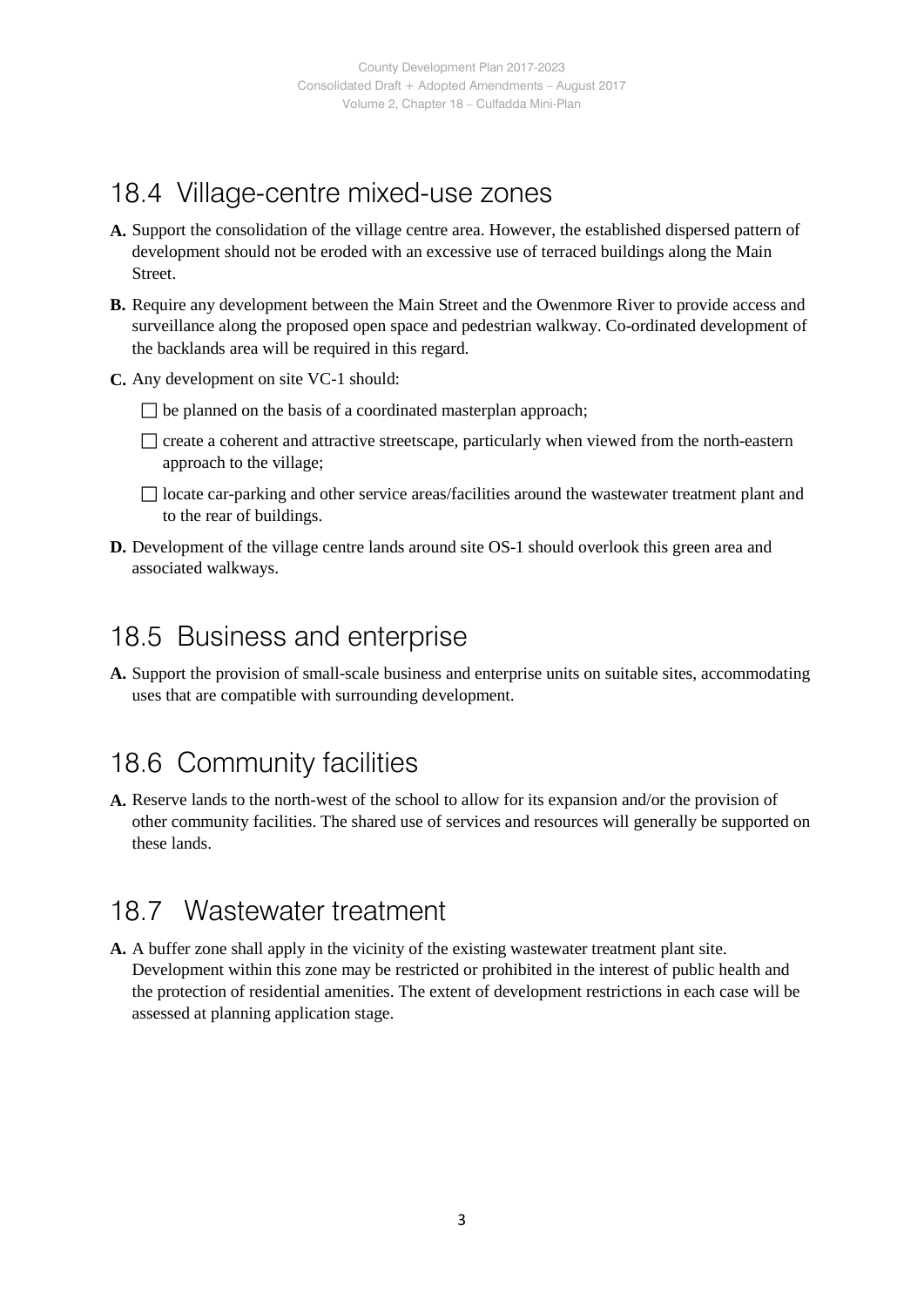## 18.4 Village-centre mixed-use zones

**A.** Support the consolidation of the village centre area. However, the established dispersed pattern of development should not be eroded with an excessive use of terraced buildings along the Main Street.

**B.** Require any development between the Main Street and the Owenmore River to provide access and surveillance along the proposed open space and pedestrian walkway. Co-ordinated development of the backlands area will be required in this regard.

**C.** Any development on site VC-1 should:

- be planned on the basis of a coordinated masterplan approach;
- create a coherent and attractive streetscape, particularly when viewed from the north-eastern approach to the village;
- locate car-parking and other service areas/facilities around the wastewater treatment plant and to the rear of buildings.

**D.** Development of the village centre lands around site OS-1 should overlook this green area and associated walkways.

## 18.5 Business and enterprise

**A.** Support the provision of small-scale business and enterprise units on suitable sites, accommodating uses that are compatible with surrounding development.

## 18.6 Community facilities

**A.** Reserve lands to the north-west of the school to allow for its expansion and/or the provision of other community facilities. The shared use of services and resources will generally be supported on these lands.

## 18.7 Wastewater treatment

**A.** A buffer zone shall apply in the vicinity of the existing wastewater treatment plant site. Development within this zone may be restricted or prohibited in the interest of public health and the protection of residential amenities. The extent of development restrictions in each case will be assessed at planning application stage.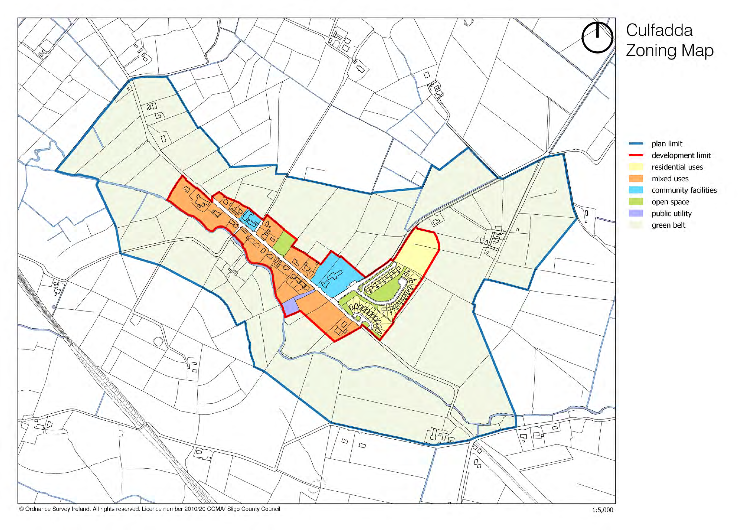# Culfadda Zoning Map

- plan limit
- development limit
- residential uses
- mixed uses
- community facilities
- open space
- public utility
- green belt

© Ordnance Survey Ireland. All rights reserved. Licence number 2010/20 CCMA/ Sligo County Council

1:5,000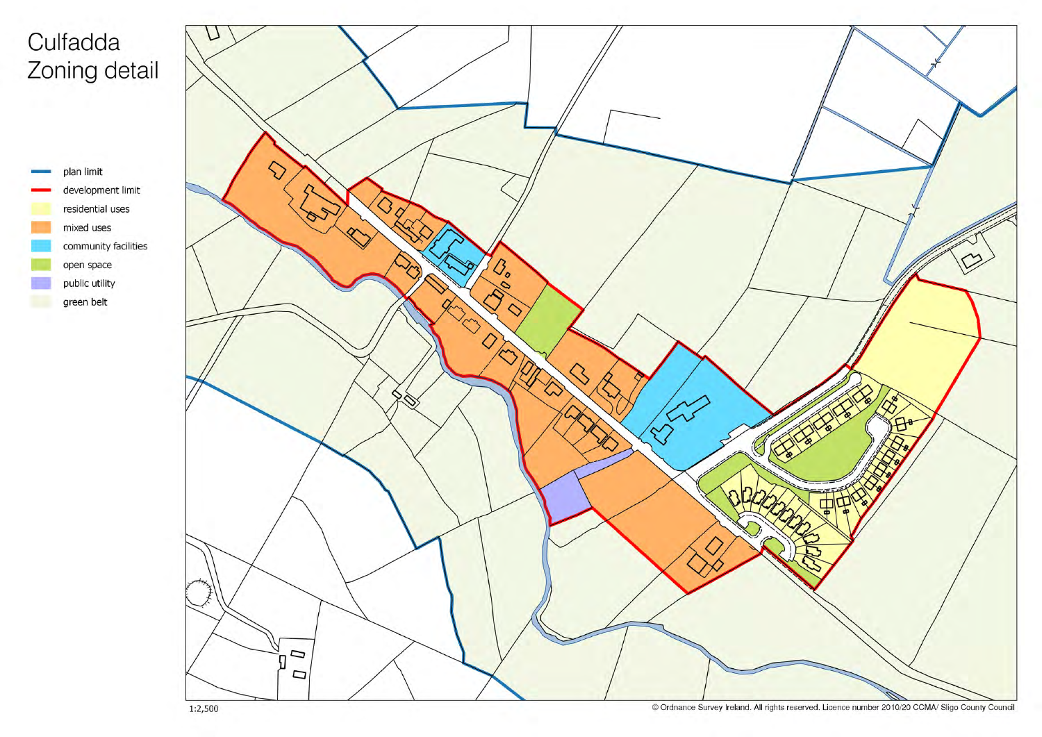# Culfadda Zoning detail

- plan limit
- development limit
- residential uses
- mixed uses
- community facilities
- open space
- public utility
- green belt

1:2,500

© Ordnance Survey Ireland. All rights reserved. Licence number 2010/20 CCMA/ Sligo County Council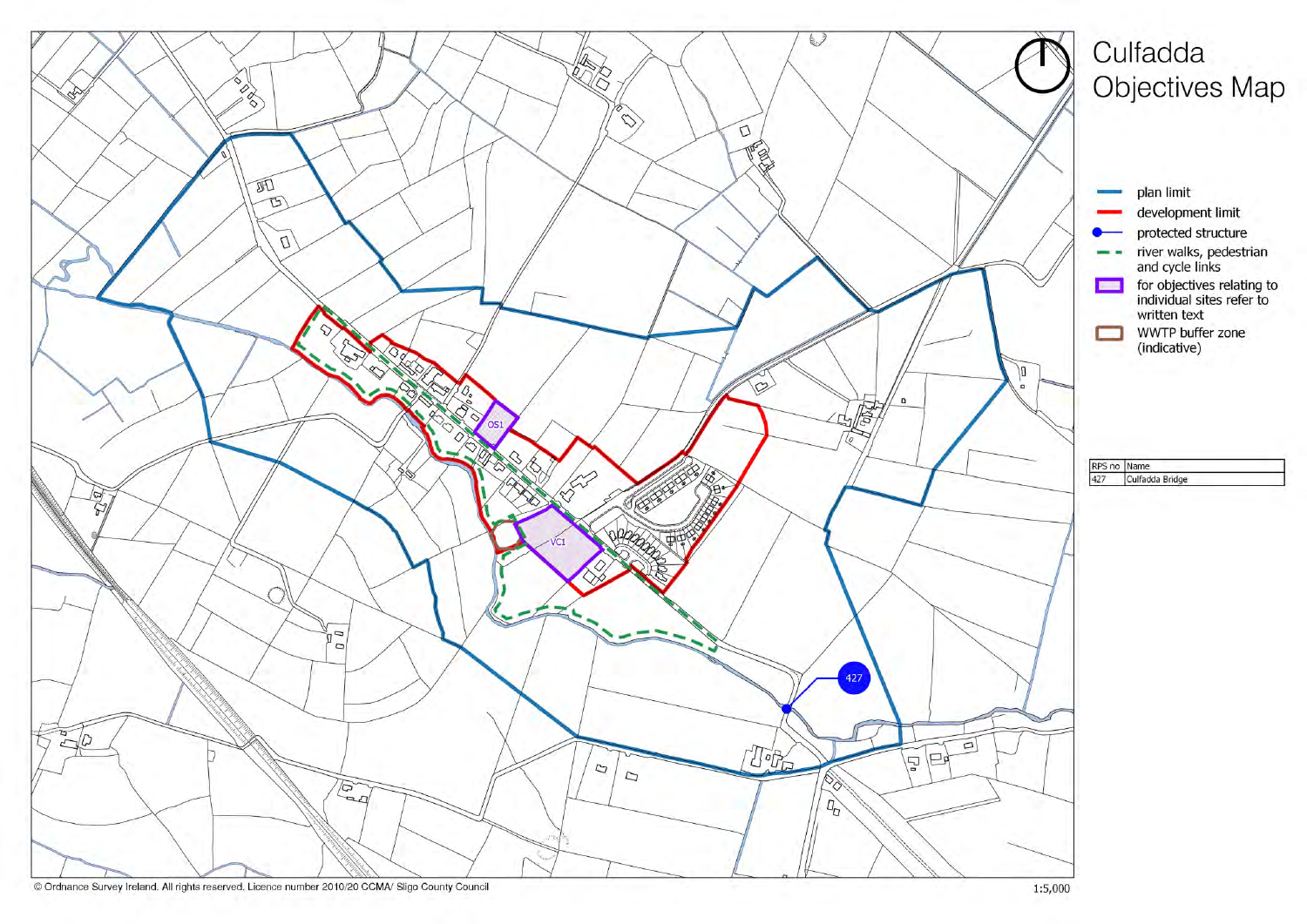# Culfadda Objectives Map

- plan limit
- development limit
- protected structure
- river walks, pedestrian and cycle links
- for objectives relating to individual sites refer to written text
- WWTP buffer zone (indicative)

| RPS no | Name |
| --- | --- |
| 427 | Culfadda Bridge |

OS1

VC1

427

© Ordnance Survey Ireland. All rights reserved. Licence number 2010/20 CCMA/ Sligo County Council

1:5,000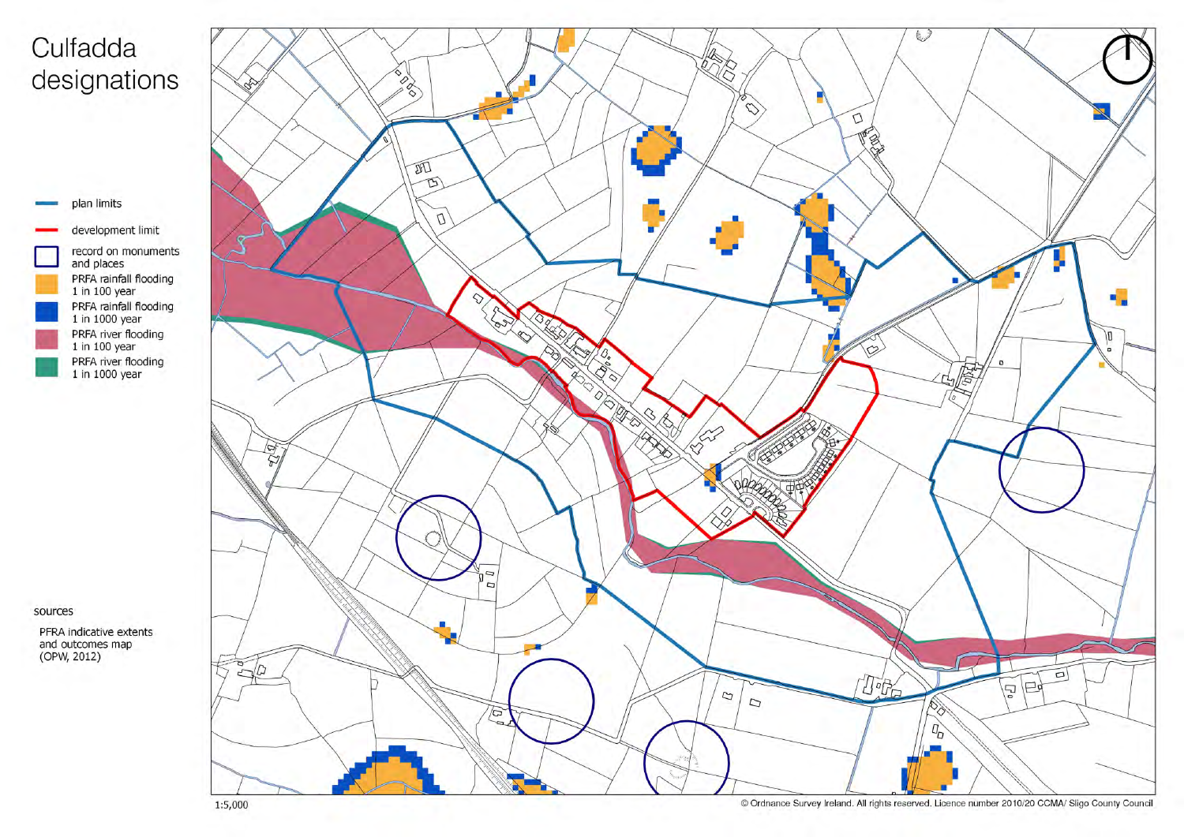# Culfadda designations

- plan limits
- development limit
- record on monuments and places
- PRFA rainfall flooding 1 in 100 year
- PRFA rainfall flooding 1 in 1000 year
- PRFA river flooding 1 in 100 year
- PRFA river flooding 1 in 1000 year

sources

PFRA indicative extents and outcomes map (OPW, 2012)

1:5,000

© Ordnance Survey Ireland. All rights reserved. Licence number 2010/20 CCMA/ Sligo County Council